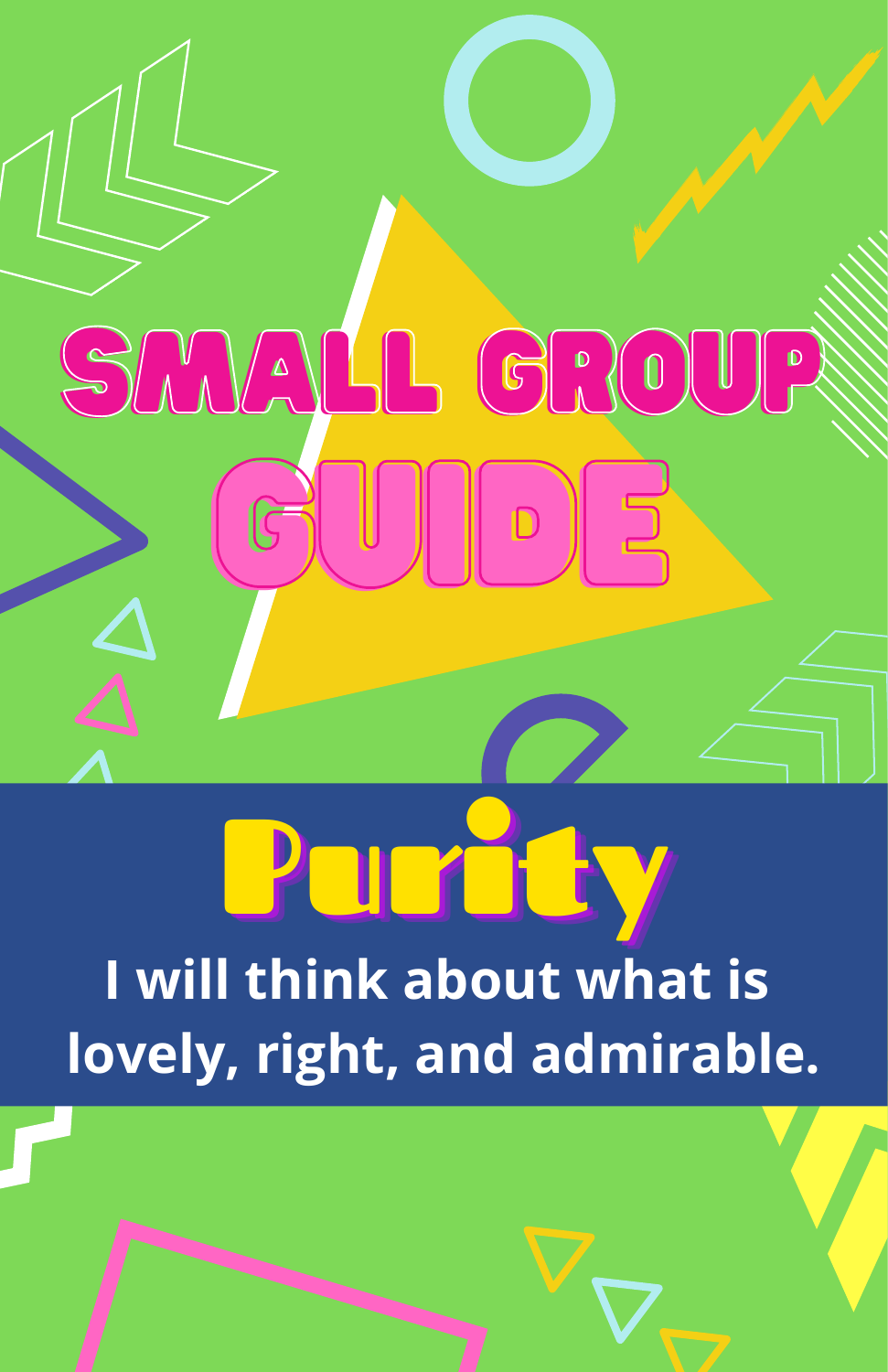# SMALL GROUP GUIDE

## Purity

**I will think about what is lovely, right, and admirable.**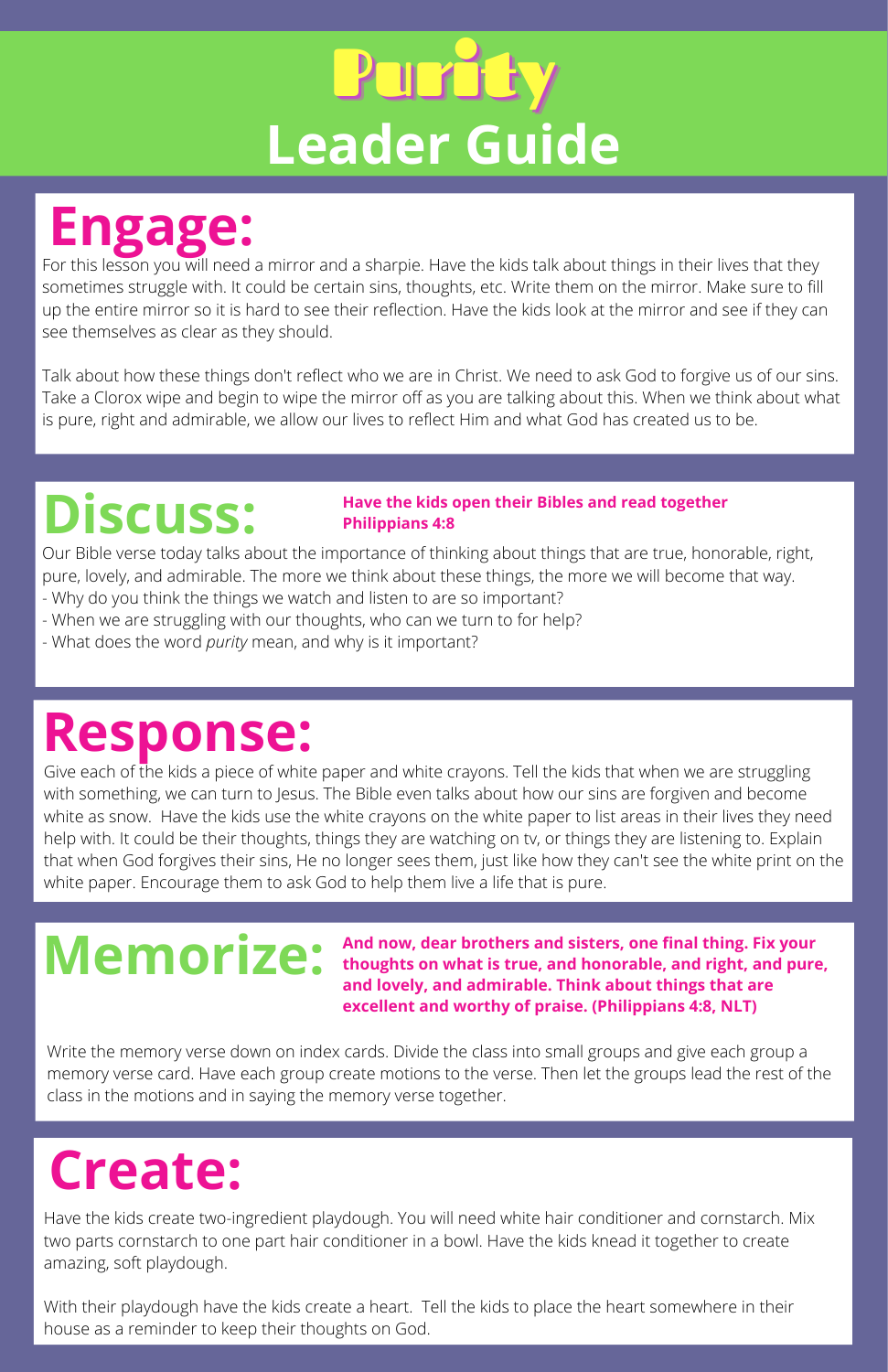# Purity

# Leader Guide

## Engage:

For this lesson you will need a mirror and a sharpie. Have the kids talk about things in their lives that they sometimes struggle with. It could be certain sins, thoughts, etc. Write them on the mirror. Make sure to fill up the entire mirror so it is hard to see their reflection. Have the kids look at the mirror and see if they can see themselves as clear as they should.

Talk about how these things don't reflect who we are in Christ. We need to ask God to forgive us of our sins. Take a Clorox wipe and begin to wipe the mirror off as you are talking about this. When we think about what is pure, right and admirable, we allow our lives to reflect Him and what God has created us to be.

## Discuss:

**Have the kids open their Bibles and read together Philippians 4:8**

Our Bible verse today talks about the importance of thinking about things that are true, honorable, right, pure, lovely, and admirable. The more we think about these things, the more we will become that way.

- Why do you think the things we watch and listen to are so important?
- When we are struggling with our thoughts, who can we turn to for help?
- What does the word *purity* mean, and why is it important?

## Response:

Give each of the kids a piece of white paper and white crayons. Tell the kids that when we are struggling with something, we can turn to Jesus. The Bible even talks about how our sins are forgiven and become white as snow. Have the kids use the white crayons on the white paper to list areas in their lives they need help with. It could be their thoughts, things they are watching on tv, or things they are listening to. Explain that when God forgives their sins, He no longer sees them, just like how they can't see the white print on the white paper. Encourage them to ask God to help them live a life that is pure.

## Memorize:

**And now, dear brothers and sisters, one final thing. Fix your thoughts on what is true, and honorable, and right, and pure, and lovely, and admirable. Think about things that are excellent and worthy of praise. (Philippians 4:8, NLT)**

Write the memory verse down on index cards. Divide the class into small groups and give each group a memory verse card. Have each group create motions to the verse. Then let the groups lead the rest of the class in the motions and in saying the memory verse together.

## Create:

Have the kids create two-ingredient playdough. You will need white hair conditioner and cornstarch. Mix two parts cornstarch to one part hair conditioner in a bowl. Have the kids knead it together to create amazing, soft playdough.

With their playdough have the kids create a heart. Tell the kids to place the heart somewhere in their house as a reminder to keep their thoughts on God.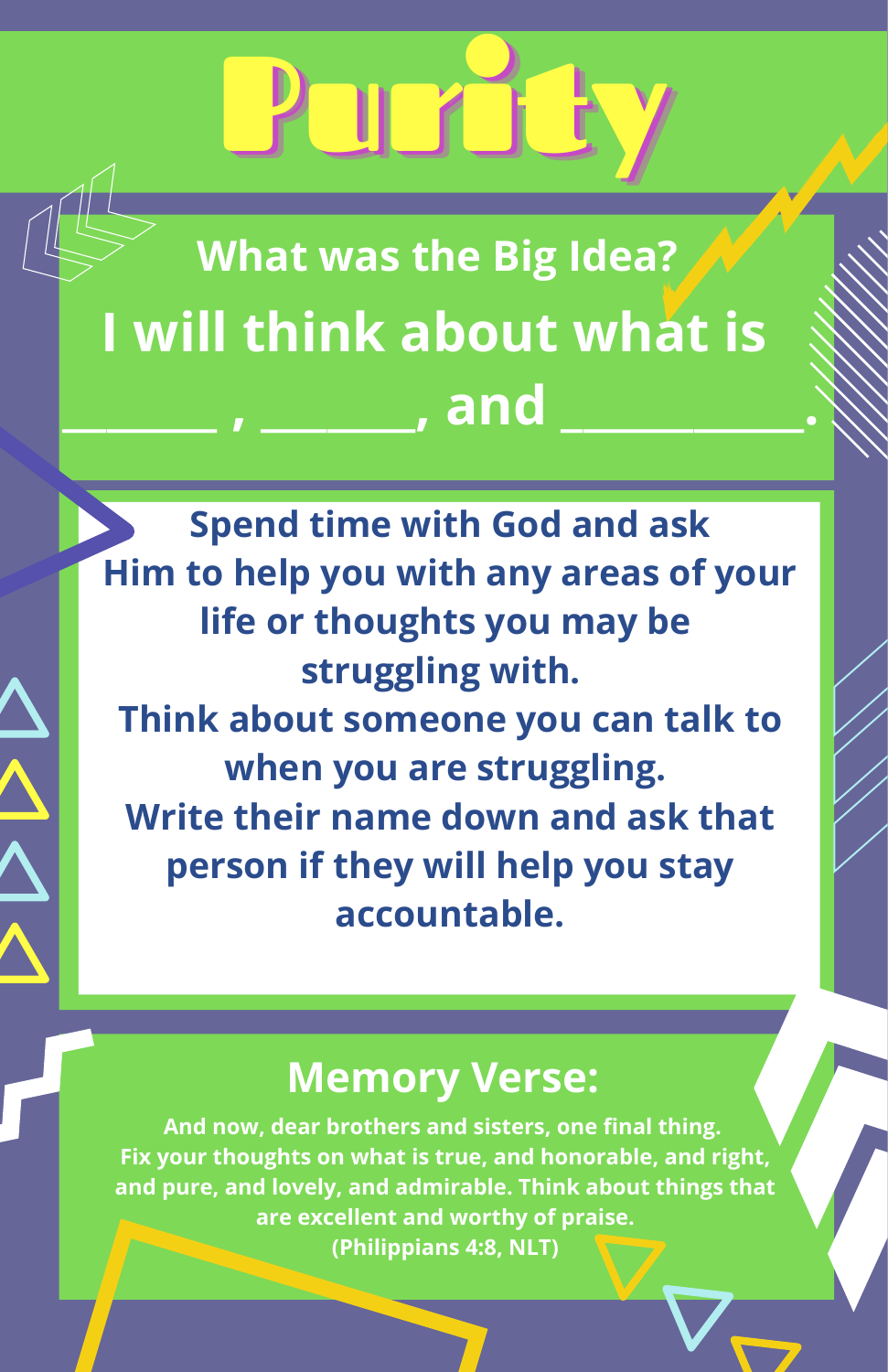# Purity

## What was the Big Idea?

**I will think about what is ______ , ______, and __________.**

**Spend time with God and ask Him to help you with any areas of your life or thoughts you may be struggling with.**
**Think about someone you can talk to when you are struggling.**
**Write their name down and ask that person if they will help you stay accountable.**

## Memory Verse:

**And now, dear brothers and sisters, one final thing.**
**Fix your thoughts on what is true, and honorable, and right, and pure, and lovely, and admirable. Think about things that are excellent and worthy of praise.**
**(Philippians 4:8, NLT)**